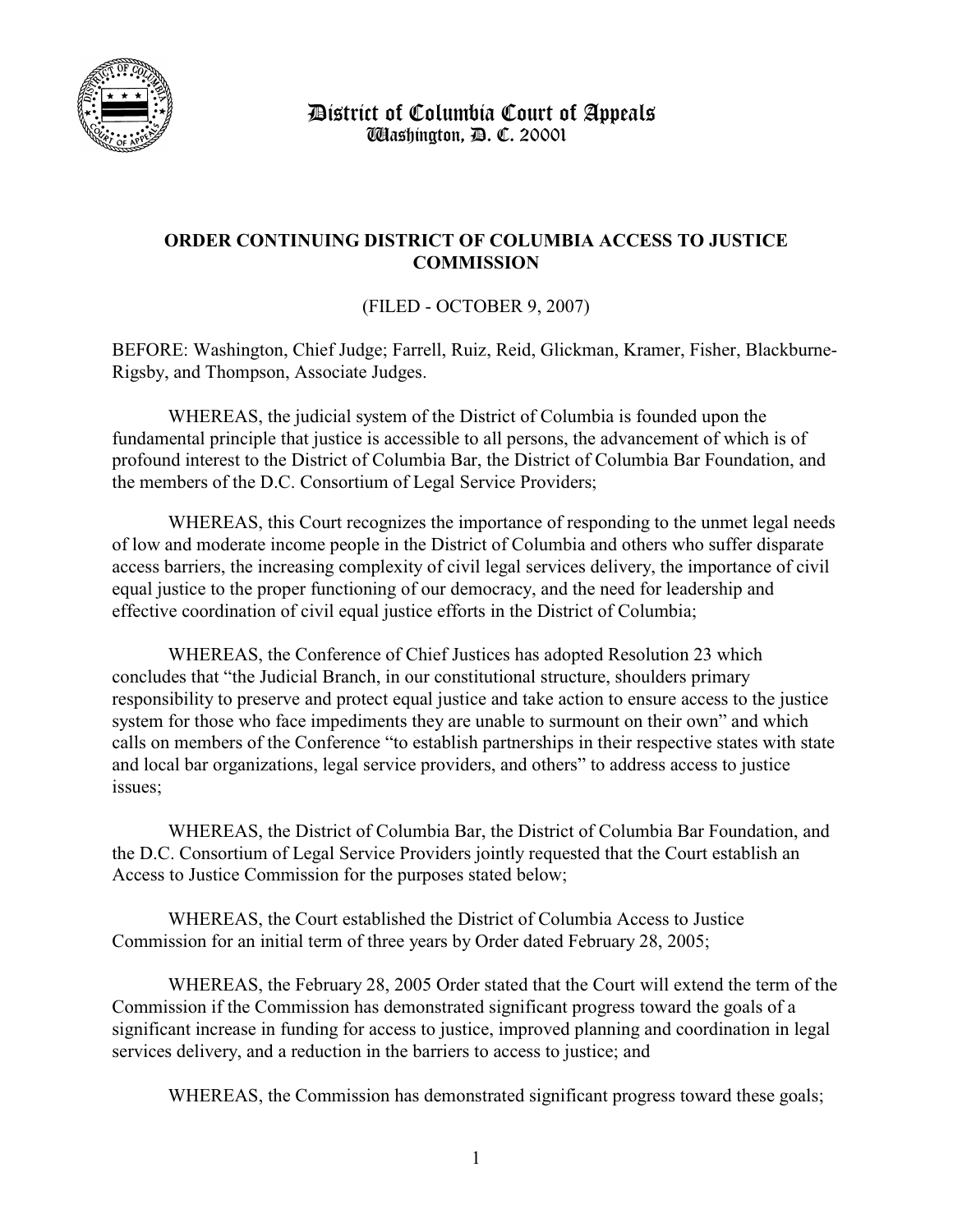District of Columbia Court of Appeals
Washington, D. C. 20001

## ORDER CONTINUING DISTRICT OF COLUMBIA ACCESS TO JUSTICE COMMISSION

(FILED - OCTOBER 9, 2007)

BEFORE: Washington, Chief Judge; Farrell, Ruiz, Reid, Glickman, Kramer, Fisher, Blackburne-Rigsby, and Thompson, Associate Judges.

WHEREAS, the judicial system of the District of Columbia is founded upon the fundamental principle that justice is accessible to all persons, the advancement of which is of profound interest to the District of Columbia Bar, the District of Columbia Bar Foundation, and the members of the D.C. Consortium of Legal Service Providers;

WHEREAS, this Court recognizes the importance of responding to the unmet legal needs of low and moderate income people in the District of Columbia and others who suffer disparate access barriers, the increasing complexity of civil legal services delivery, the importance of civil equal justice to the proper functioning of our democracy, and the need for leadership and effective coordination of civil equal justice efforts in the District of Columbia;

WHEREAS, the Conference of Chief Justices has adopted Resolution 23 which concludes that "the Judicial Branch, in our constitutional structure, shoulders primary responsibility to preserve and protect equal justice and take action to ensure access to the justice system for those who face impediments they are unable to surmount on their own" and which calls on members of the Conference "to establish partnerships in their respective states with state and local bar organizations, legal service providers, and others" to address access to justice issues;

WHEREAS, the District of Columbia Bar, the District of Columbia Bar Foundation, and the D.C. Consortium of Legal Service Providers jointly requested that the Court establish an Access to Justice Commission for the purposes stated below;

WHEREAS, the Court established the District of Columbia Access to Justice Commission for an initial term of three years by Order dated February 28, 2005;

WHEREAS, the February 28, 2005 Order stated that the Court will extend the term of the Commission if the Commission has demonstrated significant progress toward the goals of a significant increase in funding for access to justice, improved planning and coordination in legal services delivery, and a reduction in the barriers to access to justice; and

WHEREAS, the Commission has demonstrated significant progress toward these goals;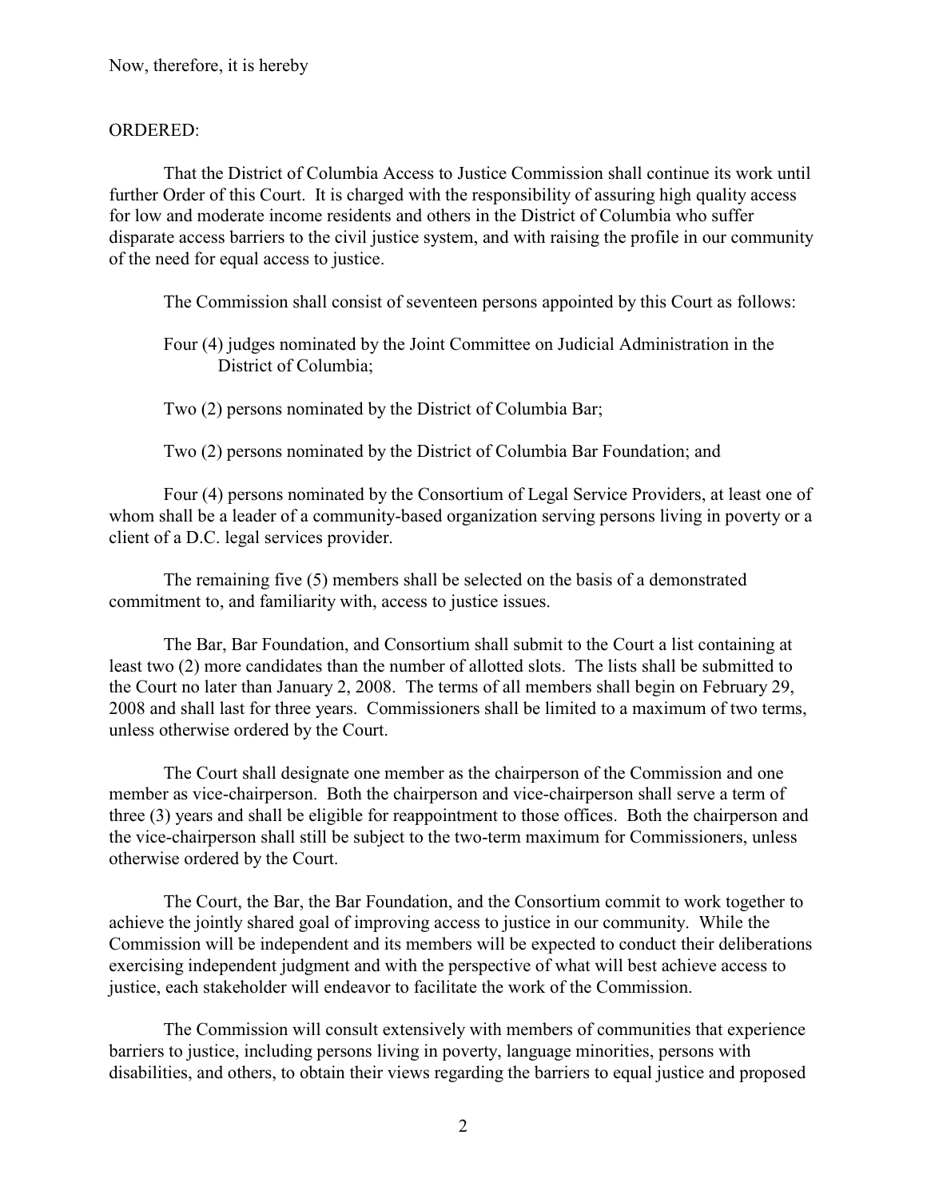Now, therefore, it is hereby

ORDERED:

That the District of Columbia Access to Justice Commission shall continue its work until further Order of this Court. It is charged with the responsibility of assuring high quality access for low and moderate income residents and others in the District of Columbia who suffer disparate access barriers to the civil justice system, and with raising the profile in our community of the need for equal access to justice.

The Commission shall consist of seventeen persons appointed by this Court as follows:

Four (4) judges nominated by the Joint Committee on Judicial Administration in the District of Columbia;

Two (2) persons nominated by the District of Columbia Bar;

Two (2) persons nominated by the District of Columbia Bar Foundation; and

Four (4) persons nominated by the Consortium of Legal Service Providers, at least one of whom shall be a leader of a community-based organization serving persons living in poverty or a client of a D.C. legal services provider.

The remaining five (5) members shall be selected on the basis of a demonstrated commitment to, and familiarity with, access to justice issues.

The Bar, Bar Foundation, and Consortium shall submit to the Court a list containing at least two (2) more candidates than the number of allotted slots. The lists shall be submitted to the Court no later than January 2, 2008. The terms of all members shall begin on February 29, 2008 and shall last for three years. Commissioners shall be limited to a maximum of two terms, unless otherwise ordered by the Court.

The Court shall designate one member as the chairperson of the Commission and one member as vice-chairperson. Both the chairperson and vice-chairperson shall serve a term of three (3) years and shall be eligible for reappointment to those offices. Both the chairperson and the vice-chairperson shall still be subject to the two-term maximum for Commissioners, unless otherwise ordered by the Court.

The Court, the Bar, the Bar Foundation, and the Consortium commit to work together to achieve the jointly shared goal of improving access to justice in our community. While the Commission will be independent and its members will be expected to conduct their deliberations exercising independent judgment and with the perspective of what will best achieve access to justice, each stakeholder will endeavor to facilitate the work of the Commission.

The Commission will consult extensively with members of communities that experience barriers to justice, including persons living in poverty, language minorities, persons with disabilities, and others, to obtain their views regarding the barriers to equal justice and proposed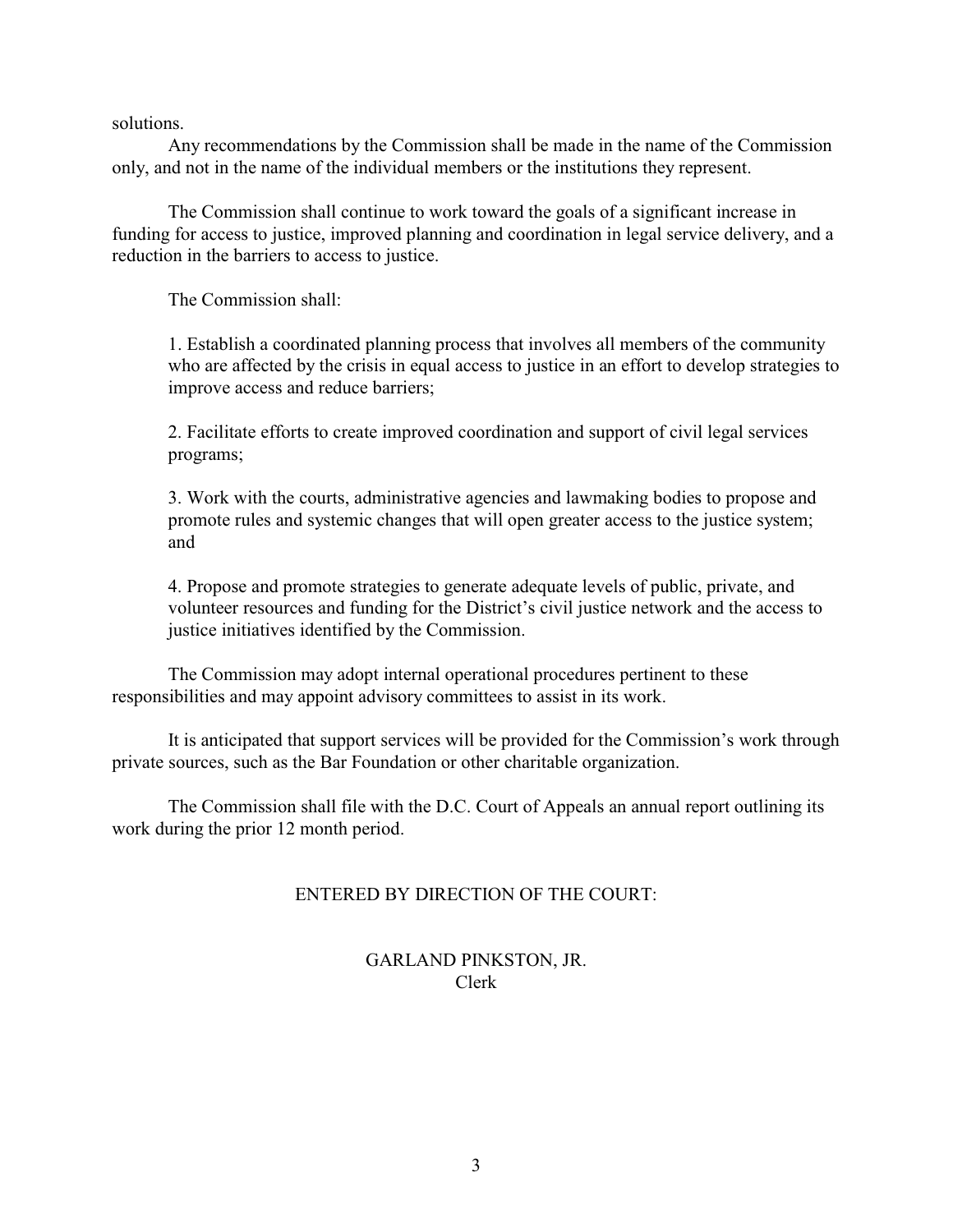solutions.

Any recommendations by the Commission shall be made in the name of the Commission only, and not in the name of the individual members or the institutions they represent.

The Commission shall continue to work toward the goals of a significant increase in funding for access to justice, improved planning and coordination in legal service delivery, and a reduction in the barriers to access to justice.

The Commission shall:

1. Establish a coordinated planning process that involves all members of the community who are affected by the crisis in equal access to justice in an effort to develop strategies to improve access and reduce barriers;

2. Facilitate efforts to create improved coordination and support of civil legal services programs;

3. Work with the courts, administrative agencies and lawmaking bodies to propose and promote rules and systemic changes that will open greater access to the justice system; and

4. Propose and promote strategies to generate adequate levels of public, private, and volunteer resources and funding for the District's civil justice network and the access to justice initiatives identified by the Commission.

The Commission may adopt internal operational procedures pertinent to these responsibilities and may appoint advisory committees to assist in its work.

It is anticipated that support services will be provided for the Commission's work through private sources, such as the Bar Foundation or other charitable organization.

The Commission shall file with the D.C. Court of Appeals an annual report outlining its work during the prior 12 month period.

ENTERED BY DIRECTION OF THE COURT:

GARLAND PINKSTON, JR.
Clerk